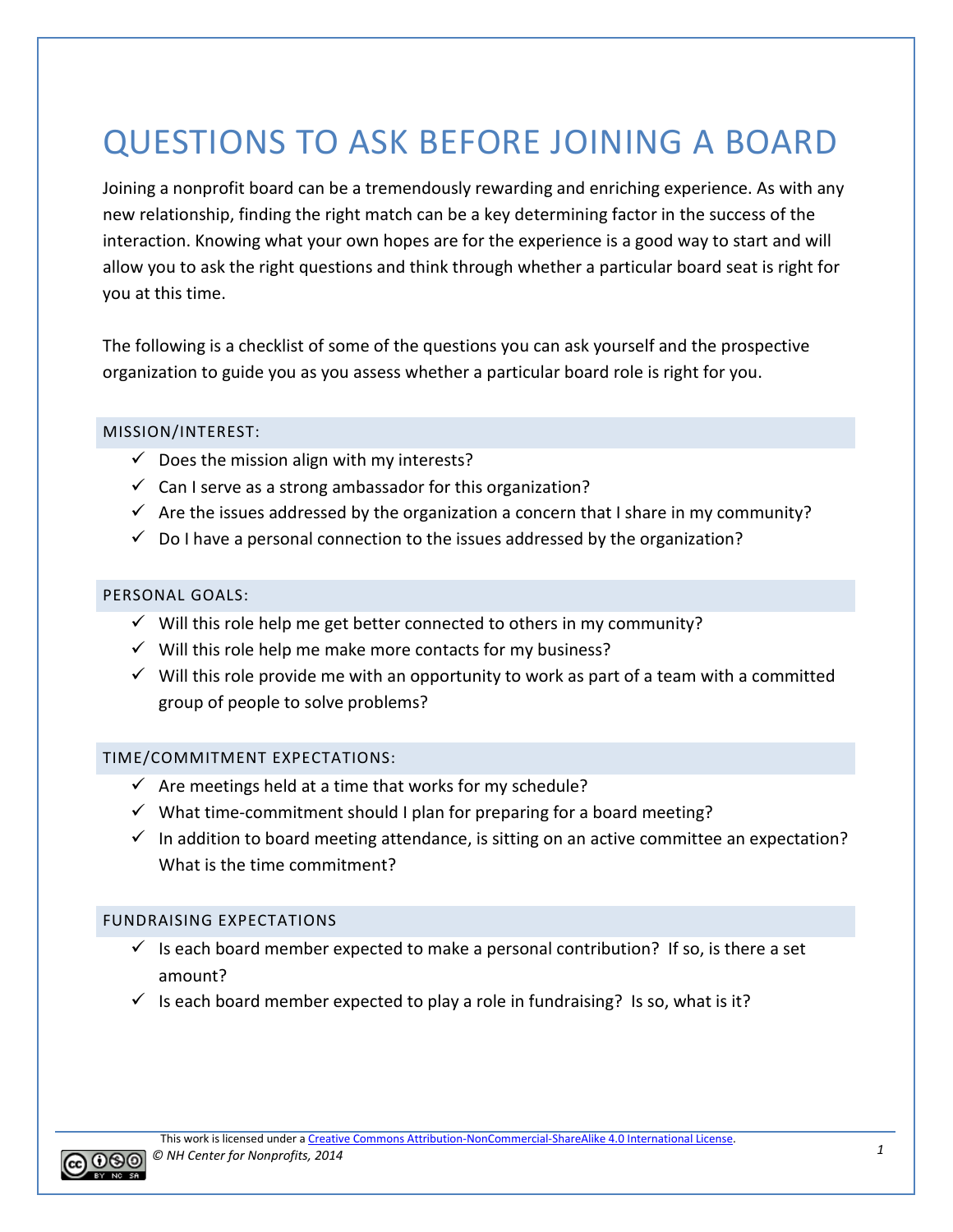# QUESTIONS TO ASK BEFORE JOINING A BOARD

Joining a nonprofit board can be a tremendously rewarding and enriching experience. As with any new relationship, finding the right match can be a key determining factor in the success of the interaction. Knowing what your own hopes are for the experience is a good way to start and will allow you to ask the right questions and think through whether a particular board seat is right for you at this time.

The following is a checklist of some of the questions you can ask yourself and the prospective organization to guide you as you assess whether a particular board role is right for you.

## MISSION/INTEREST:

- ✓ Does the mission align with my interests?
- ✓ Can I serve as a strong ambassador for this organization?
- ✓ Are the issues addressed by the organization a concern that I share in my community?
- ✓ Do I have a personal connection to the issues addressed by the organization?

## PERSONAL GOALS:

- ✓ Will this role help me get better connected to others in my community?
- ✓ Will this role help me make more contacts for my business?
- ✓ Will this role provide me with an opportunity to work as part of a team with a committed group of people to solve problems?

## TIME/COMMITMENT EXPECTATIONS:

- ✓ Are meetings held at a time that works for my schedule?
- ✓ What time-commitment should I plan for preparing for a board meeting?
- ✓ In addition to board meeting attendance, is sitting on an active committee an expectation? What is the time commitment?

## FUNDRAISING EXPECTATIONS

- ✓ Is each board member expected to make a personal contribution? If so, is there a set amount?
- ✓ Is each board member expected to play a role in fundraising? Is so, what is it?

This work is licensed under a Creative Commons Attribution-NonCommercial-ShareAlike 4.0 International License.
*© NH Center for Nonprofits, 2014*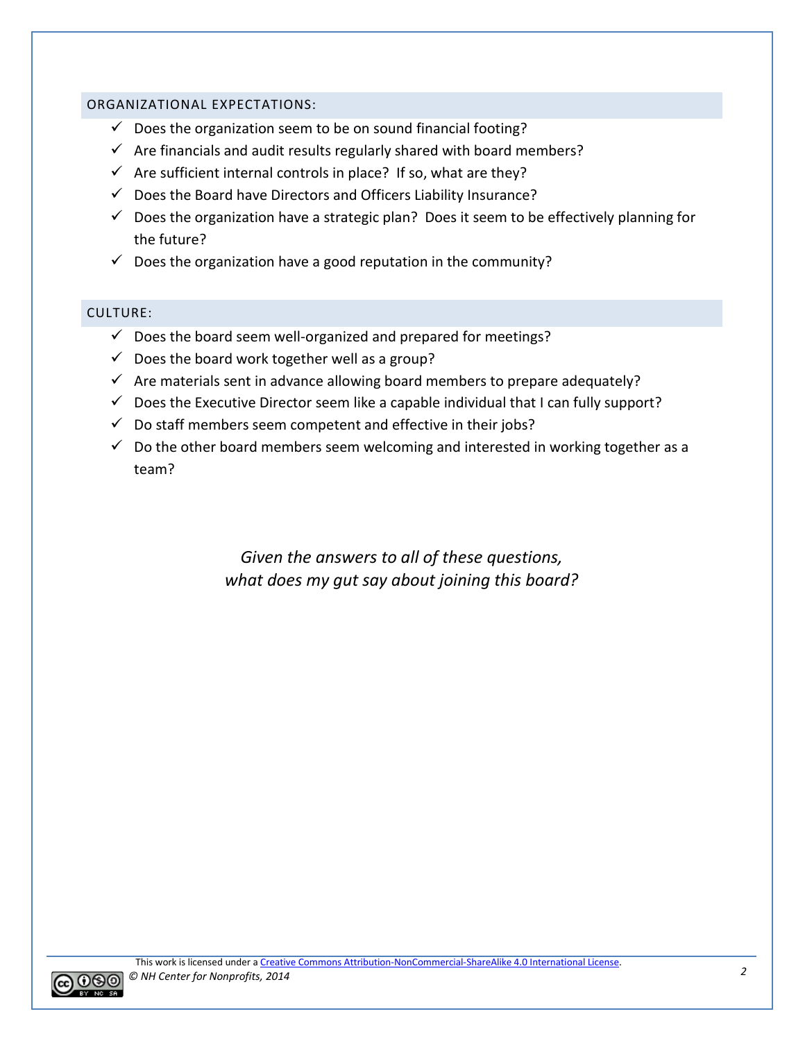## ORGANIZATIONAL EXPECTATIONS:

- ✓ Does the organization seem to be on sound financial footing?
- ✓ Are financials and audit results regularly shared with board members?
- ✓ Are sufficient internal controls in place? If so, what are they?
- ✓ Does the Board have Directors and Officers Liability Insurance?
- ✓ Does the organization have a strategic plan? Does it seem to be effectively planning for the future?
- ✓ Does the organization have a good reputation in the community?

## CULTURE:

- ✓ Does the board seem well-organized and prepared for meetings?
- ✓ Does the board work together well as a group?
- ✓ Are materials sent in advance allowing board members to prepare adequately?
- ✓ Does the Executive Director seem like a capable individual that I can fully support?
- ✓ Do staff members seem competent and effective in their jobs?
- ✓ Do the other board members seem welcoming and interested in working together as a team?

*Given the answers to all of these questions,*
*what does my gut say about joining this board?*

This work is licensed under a Creative Commons Attribution-NonCommercial-ShareAlike 4.0 International License.
*© NH Center for Nonprofits, 2014*